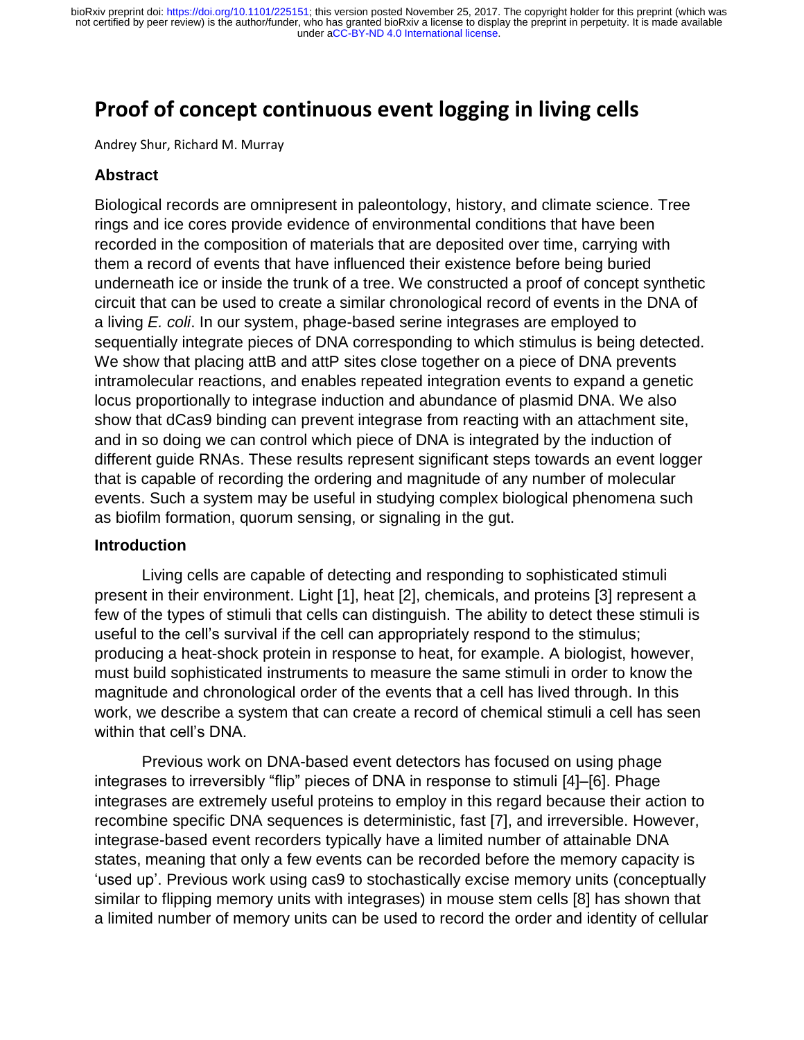# Proof of concept continuous event logging in living cells

Andrey Shur, Richard M. Murray

## Abstract

Biological records are omnipresent in paleontology, history, and climate science. Tree rings and ice cores provide evidence of environmental conditions that have been recorded in the composition of materials that are deposited over time, carrying with them a record of events that have influenced their existence before being buried underneath ice or inside the trunk of a tree. We constructed a proof of concept synthetic circuit that can be used to create a similar chronological record of events in the DNA of a living *E. coli*. In our system, phage-based serine integrases are employed to sequentially integrate pieces of DNA corresponding to which stimulus is being detected. We show that placing attB and attP sites close together on a piece of DNA prevents intramolecular reactions, and enables repeated integration events to expand a genetic locus proportionally to integrase induction and abundance of plasmid DNA. We also show that dCas9 binding can prevent integrase from reacting with an attachment site, and in so doing we can control which piece of DNA is integrated by the induction of different guide RNAs. These results represent significant steps towards an event logger that is capable of recording the ordering and magnitude of any number of molecular events. Such a system may be useful in studying complex biological phenomena such as biofilm formation, quorum sensing, or signaling in the gut.

## Introduction

Living cells are capable of detecting and responding to sophisticated stimuli present in their environment. Light [1], heat [2], chemicals, and proteins [3] represent a few of the types of stimuli that cells can distinguish. The ability to detect these stimuli is useful to the cell's survival if the cell can appropriately respond to the stimulus; producing a heat-shock protein in response to heat, for example. A biologist, however, must build sophisticated instruments to measure the same stimuli in order to know the magnitude and chronological order of the events that a cell has lived through. In this work, we describe a system that can create a record of chemical stimuli a cell has seen within that cell's DNA.

Previous work on DNA-based event detectors has focused on using phage integrases to irreversibly "flip" pieces of DNA in response to stimuli [4]–[6]. Phage integrases are extremely useful proteins to employ in this regard because their action to recombine specific DNA sequences is deterministic, fast [7], and irreversible. However, integrase-based event recorders typically have a limited number of attainable DNA states, meaning that only a few events can be recorded before the memory capacity is 'used up'. Previous work using cas9 to stochastically excise memory units (conceptually similar to flipping memory units with integrases) in mouse stem cells [8] has shown that a limited number of memory units can be used to record the order and identity of cellular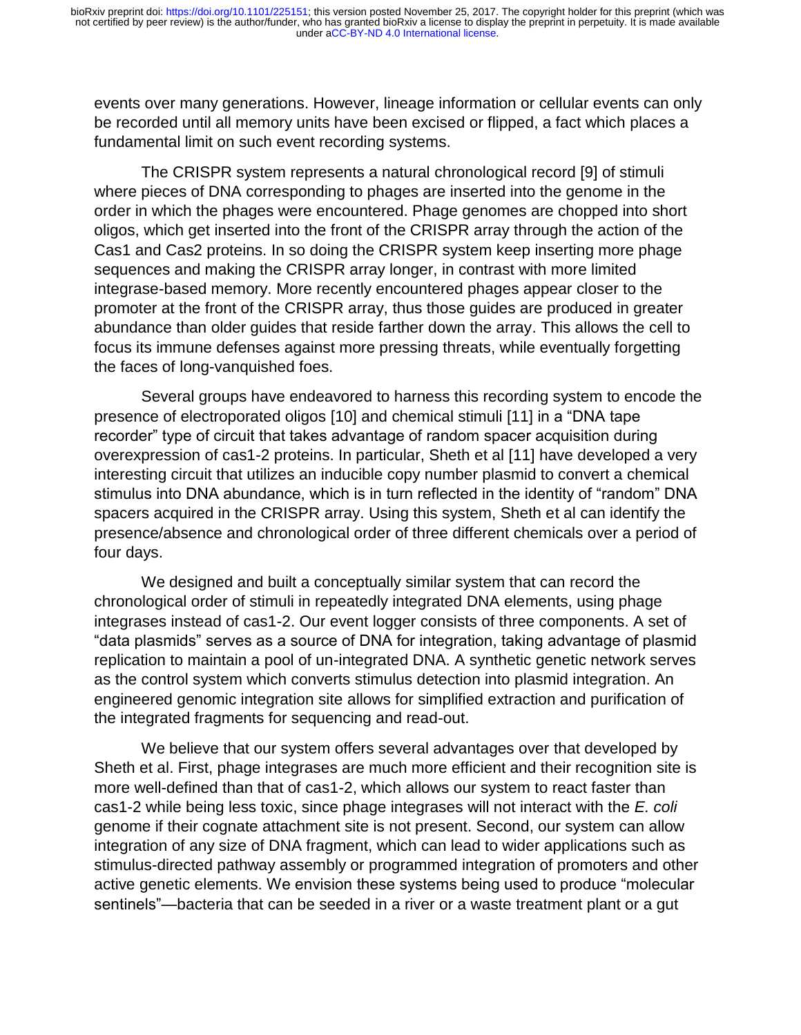events over many generations. However, lineage information or cellular events can only be recorded until all memory units have been excised or flipped, a fact which places a fundamental limit on such event recording systems.

The CRISPR system represents a natural chronological record [9] of stimuli where pieces of DNA corresponding to phages are inserted into the genome in the order in which the phages were encountered. Phage genomes are chopped into short oligos, which get inserted into the front of the CRISPR array through the action of the Cas1 and Cas2 proteins. In so doing the CRISPR system keep inserting more phage sequences and making the CRISPR array longer, in contrast with more limited integrase-based memory. More recently encountered phages appear closer to the promoter at the front of the CRISPR array, thus those guides are produced in greater abundance than older guides that reside farther down the array. This allows the cell to focus its immune defenses against more pressing threats, while eventually forgetting the faces of long-vanquished foes.

Several groups have endeavored to harness this recording system to encode the presence of electroporated oligos [10] and chemical stimuli [11] in a "DNA tape recorder" type of circuit that takes advantage of random spacer acquisition during overexpression of cas1-2 proteins. In particular, Sheth et al [11] have developed a very interesting circuit that utilizes an inducible copy number plasmid to convert a chemical stimulus into DNA abundance, which is in turn reflected in the identity of "random" DNA spacers acquired in the CRISPR array. Using this system, Sheth et al can identify the presence/absence and chronological order of three different chemicals over a period of four days.

We designed and built a conceptually similar system that can record the chronological order of stimuli in repeatedly integrated DNA elements, using phage integrases instead of cas1-2. Our event logger consists of three components. A set of "data plasmids" serves as a source of DNA for integration, taking advantage of plasmid replication to maintain a pool of un-integrated DNA. A synthetic genetic network serves as the control system which converts stimulus detection into plasmid integration. An engineered genomic integration site allows for simplified extraction and purification of the integrated fragments for sequencing and read-out.

We believe that our system offers several advantages over that developed by Sheth et al. First, phage integrases are much more efficient and their recognition site is more well-defined than that of cas1-2, which allows our system to react faster than cas1-2 while being less toxic, since phage integrases will not interact with the *E. coli* genome if their cognate attachment site is not present. Second, our system can allow integration of any size of DNA fragment, which can lead to wider applications such as stimulus-directed pathway assembly or programmed integration of promoters and other active genetic elements. We envision these systems being used to produce "molecular sentinels"—bacteria that can be seeded in a river or a waste treatment plant or a gut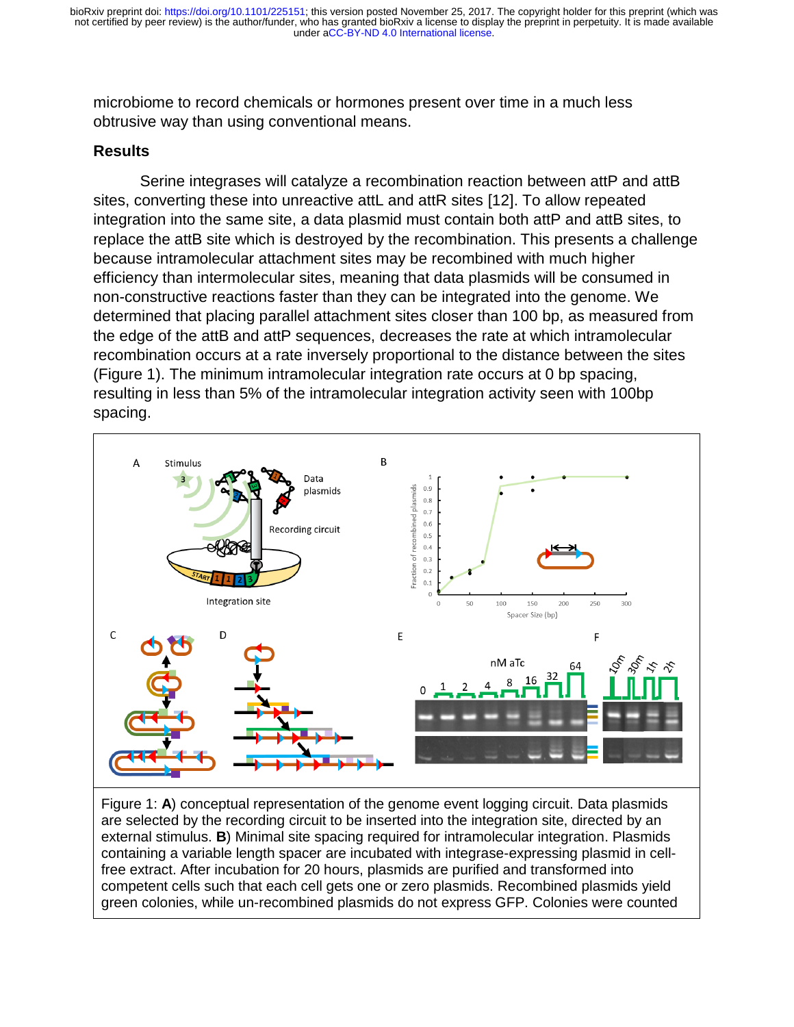microbiome to record chemicals or hormones present over time in a much less obtrusive way than using conventional means.

## Results

Serine integrases will catalyze a recombination reaction between attP and attB sites, converting these into unreactive attL and attR sites [12]. To allow repeated integration into the same site, a data plasmid must contain both attP and attB sites, to replace the attB site which is destroyed by the recombination. This presents a challenge because intramolecular attachment sites may be recombined with much higher efficiency than intermolecular sites, meaning that data plasmids will be consumed in non-constructive reactions faster than they can be integrated into the genome. We determined that placing parallel attachment sites closer than 100 bp, as measured from the edge of the attB and attP sequences, decreases the rate at which intramolecular recombination occurs at a rate inversely proportional to the distance between the sites (Figure 1). The minimum intramolecular integration rate occurs at 0 bp spacing, resulting in less than 5% of the intramolecular integration activity seen with 100bp spacing.

Figure 1: **A**) conceptual representation of the genome event logging circuit. Data plasmids are selected by the recording circuit to be inserted into the integration site, directed by an external stimulus. **B**) Minimal site spacing required for intramolecular integration. Plasmids containing a variable length spacer are incubated with integrase-expressing plasmid in cell-free extract. After incubation for 20 hours, plasmids are purified and transformed into competent cells such that each cell gets one or zero plasmids. Recombined plasmids yield green colonies, while un-recombined plasmids do not express GFP. Colonies were counted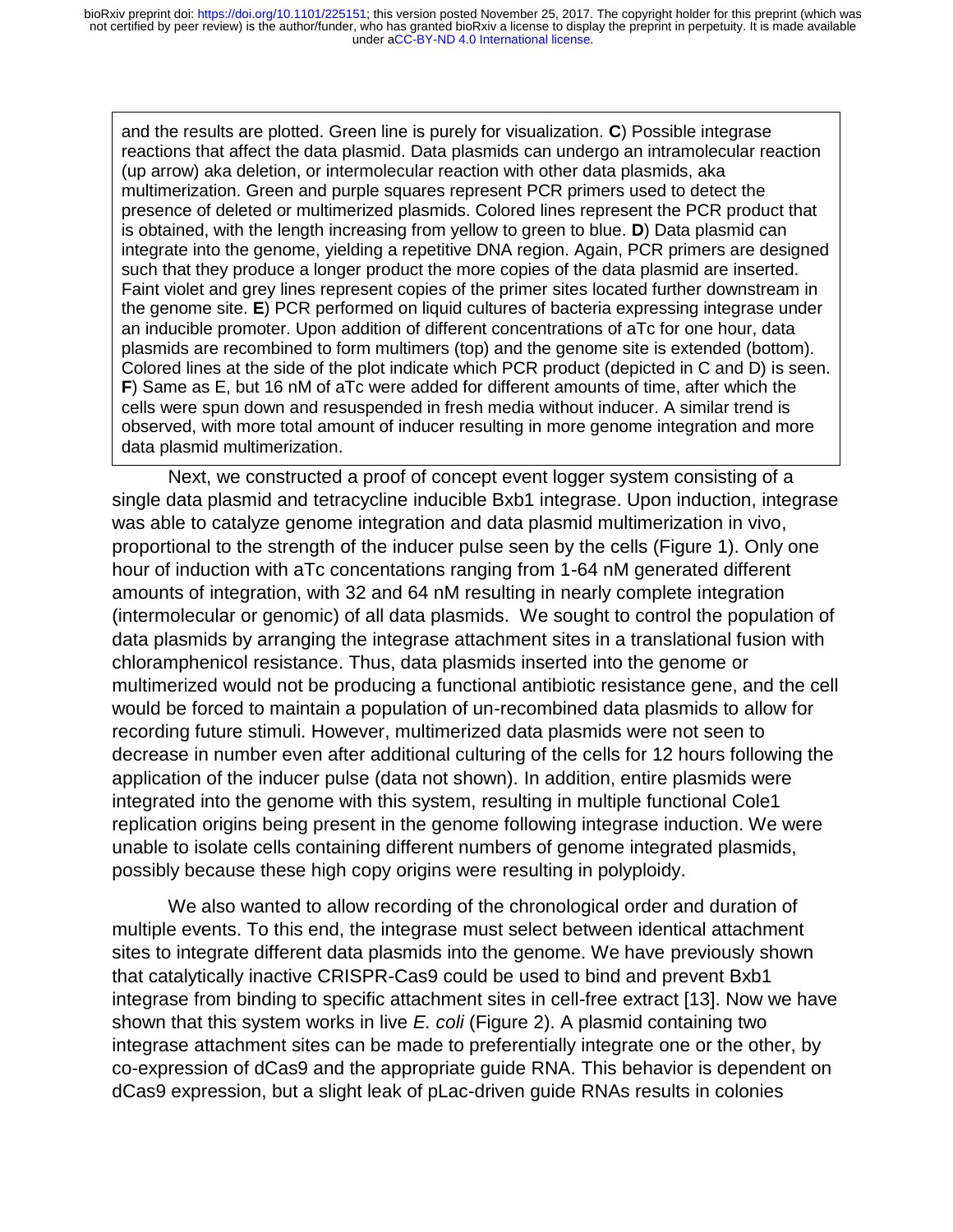and the results are plotted. Green line is purely for visualization. **C**) Possible integrase reactions that affect the data plasmid. Data plasmids can undergo an intramolecular reaction (up arrow) aka deletion, or intermolecular reaction with other data plasmids, aka multimerization. Green and purple squares represent PCR primers used to detect the presence of deleted or multimerized plasmids. Colored lines represent the PCR product that is obtained, with the length increasing from yellow to green to blue. **D**) Data plasmid can integrate into the genome, yielding a repetitive DNA region. Again, PCR primers are designed such that they produce a longer product the more copies of the data plasmid are inserted. Faint violet and grey lines represent copies of the primer sites located further downstream in the genome site. **E**) PCR performed on liquid cultures of bacteria expressing integrase under an inducible promoter. Upon addition of different concentrations of aTc for one hour, data plasmids are recombined to form multimers (top) and the genome site is extended (bottom). Colored lines at the side of the plot indicate which PCR product (depicted in C and D) is seen. **F**) Same as E, but 16 nM of aTc were added for different amounts of time, after which the cells were spun down and resuspended in fresh media without inducer. A similar trend is observed, with more total amount of inducer resulting in more genome integration and more data plasmid multimerization.

Next, we constructed a proof of concept event logger system consisting of a single data plasmid and tetracycline inducible Bxb1 integrase. Upon induction, integrase was able to catalyze genome integration and data plasmid multimerization in vivo, proportional to the strength of the inducer pulse seen by the cells (Figure 1). Only one hour of induction with aTc concentations ranging from 1-64 nM generated different amounts of integration, with 32 and 64 nM resulting in nearly complete integration (intermolecular or genomic) of all data plasmids. We sought to control the population of data plasmids by arranging the integrase attachment sites in a translational fusion with chloramphenicol resistance. Thus, data plasmids inserted into the genome or multimerized would not be producing a functional antibiotic resistance gene, and the cell would be forced to maintain a population of un-recombined data plasmids to allow for recording future stimuli. However, multimerized data plasmids were not seen to decrease in number even after additional culturing of the cells for 12 hours following the application of the inducer pulse (data not shown). In addition, entire plasmids were integrated into the genome with this system, resulting in multiple functional Cole1 replication origins being present in the genome following integrase induction. We were unable to isolate cells containing different numbers of genome integrated plasmids, possibly because these high copy origins were resulting in polyploidy.

We also wanted to allow recording of the chronological order and duration of multiple events. To this end, the integrase must select between identical attachment sites to integrate different data plasmids into the genome. We have previously shown that catalytically inactive CRISPR-Cas9 could be used to bind and prevent Bxb1 integrase from binding to specific attachment sites in cell-free extract [13]. Now we have shown that this system works in live *E. coli* (Figure 2). A plasmid containing two integrase attachment sites can be made to preferentially integrate one or the other, by co-expression of dCas9 and the appropriate guide RNA. This behavior is dependent on dCas9 expression, but a slight leak of pLac-driven guide RNAs results in colonies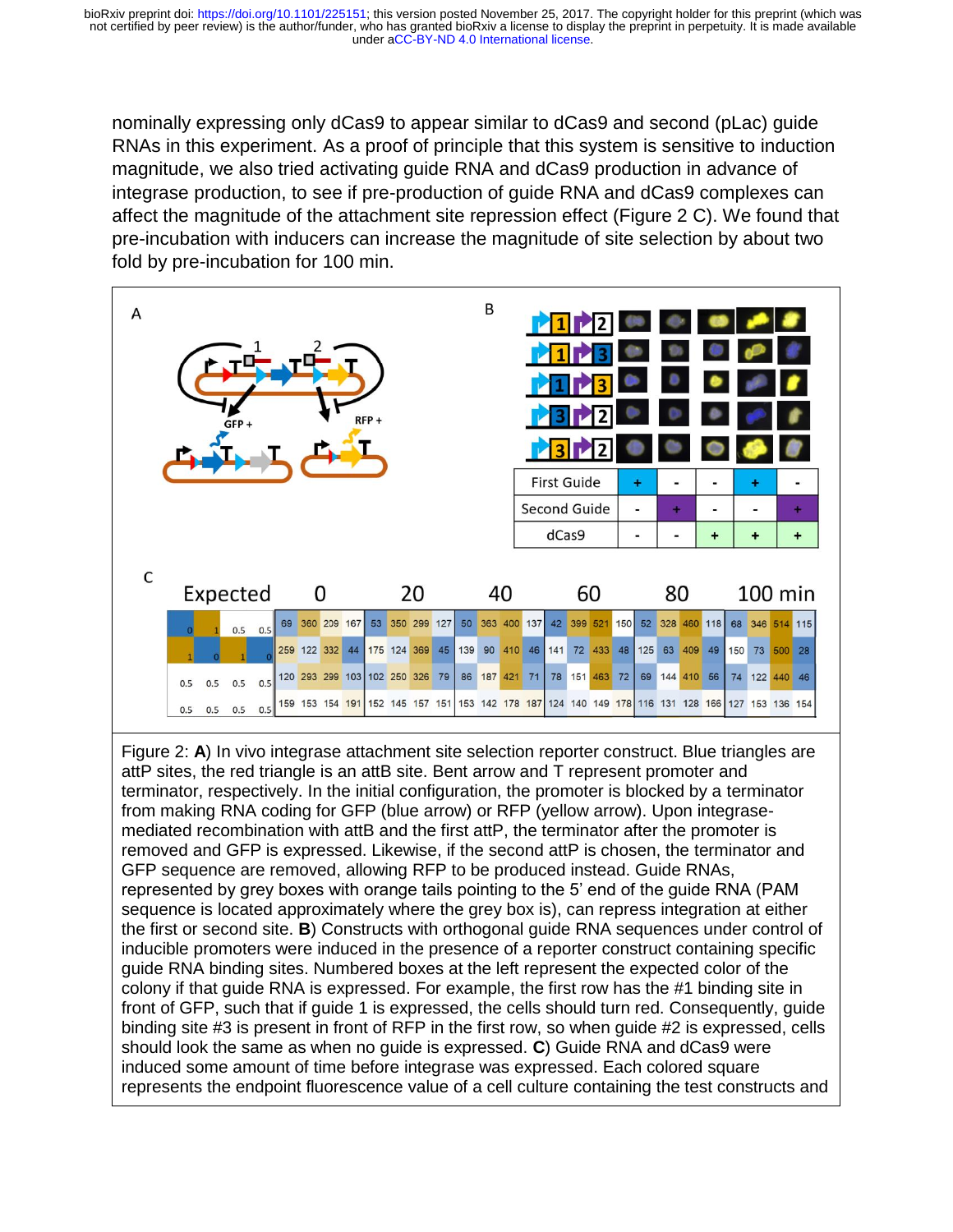nominally expressing only dCas9 to appear similar to dCas9 and second (pLac) guide RNAs in this experiment. As a proof of principle that this system is sensitive to induction magnitude, we also tried activating guide RNA and dCas9 production in advance of integrase production, to see if pre-production of guide RNA and dCas9 complexes can affect the magnitude of the attachment site repression effect (Figure 2 C). We found that pre-incubation with inducers can increase the magnitude of site selection by about two fold by pre-incubation for 100 min.

Figure 2: **A**) In vivo integrase attachment site selection reporter construct. Blue triangles are attP sites, the red triangle is an attB site. Bent arrow and T represent promoter and terminator, respectively. In the initial configuration, the promoter is blocked by a terminator from making RNA coding for GFP (blue arrow) or RFP (yellow arrow). Upon integrase-mediated recombination with attB and the first attP, the terminator after the promoter is removed and GFP is expressed. Likewise, if the second attP is chosen, the terminator and GFP sequence are removed, allowing RFP to be produced instead. Guide RNAs, represented by grey boxes with orange tails pointing to the 5' end of the guide RNA (PAM sequence is located approximately where the grey box is), can repress integration at either the first or second site. **B**) Constructs with orthogonal guide RNA sequences under control of inducible promoters were induced in the presence of a reporter construct containing specific guide RNA binding sites. Numbered boxes at the left represent the expected color of the colony if that guide RNA is expressed. For example, the first row has the #1 binding site in front of GFP, such that if guide 1 is expressed, the cells should turn red. Consequently, guide binding site #3 is present in front of RFP in the first row, so when guide #2 is expressed, cells should look the same as when no guide is expressed. **C**) Guide RNA and dCas9 were induced some amount of time before integrase was expressed. Each colored square represents the endpoint fluorescence value of a cell culture containing the test constructs and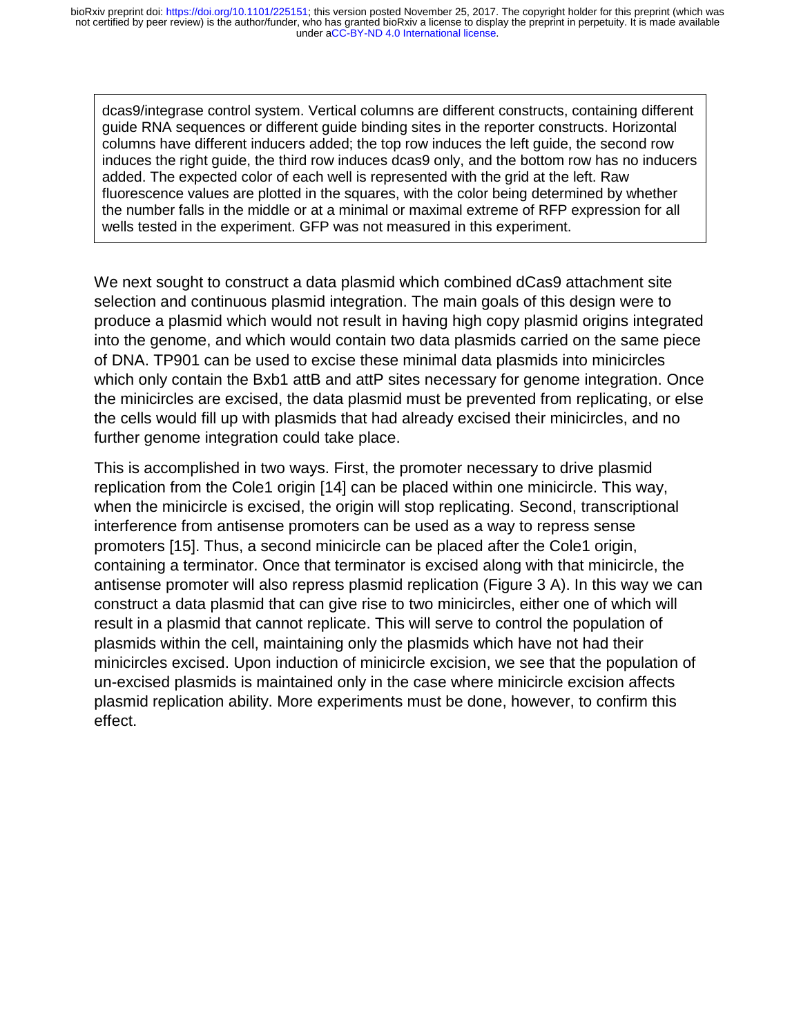dcas9/integrase control system. Vertical columns are different constructs, containing different guide RNA sequences or different guide binding sites in the reporter constructs. Horizontal columns have different inducers added; the top row induces the left guide, the second row induces the right guide, the third row induces dcas9 only, and the bottom row has no inducers added. The expected color of each well is represented with the grid at the left. Raw fluorescence values are plotted in the squares, with the color being determined by whether the number falls in the middle or at a minimal or maximal extreme of RFP expression for all wells tested in the experiment. GFP was not measured in this experiment.

We next sought to construct a data plasmid which combined dCas9 attachment site selection and continuous plasmid integration. The main goals of this design were to produce a plasmid which would not result in having high copy plasmid origins integrated into the genome, and which would contain two data plasmids carried on the same piece of DNA. TP901 can be used to excise these minimal data plasmids into minicircles which only contain the Bxb1 attB and attP sites necessary for genome integration. Once the minicircles are excised, the data plasmid must be prevented from replicating, or else the cells would fill up with plasmids that had already excised their minicircles, and no further genome integration could take place.

This is accomplished in two ways. First, the promoter necessary to drive plasmid replication from the Cole1 origin [14] can be placed within one minicircle. This way, when the minicircle is excised, the origin will stop replicating. Second, transcriptional interference from antisense promoters can be used as a way to repress sense promoters [15]. Thus, a second minicircle can be placed after the Cole1 origin, containing a terminator. Once that terminator is excised along with that minicircle, the antisense promoter will also repress plasmid replication (Figure 3 A). In this way we can construct a data plasmid that can give rise to two minicircles, either one of which will result in a plasmid that cannot replicate. This will serve to control the population of plasmids within the cell, maintaining only the plasmids which have not had their minicircles excised. Upon induction of minicircle excision, we see that the population of un-excised plasmids is maintained only in the case where minicircle excision affects plasmid replication ability. More experiments must be done, however, to confirm this effect.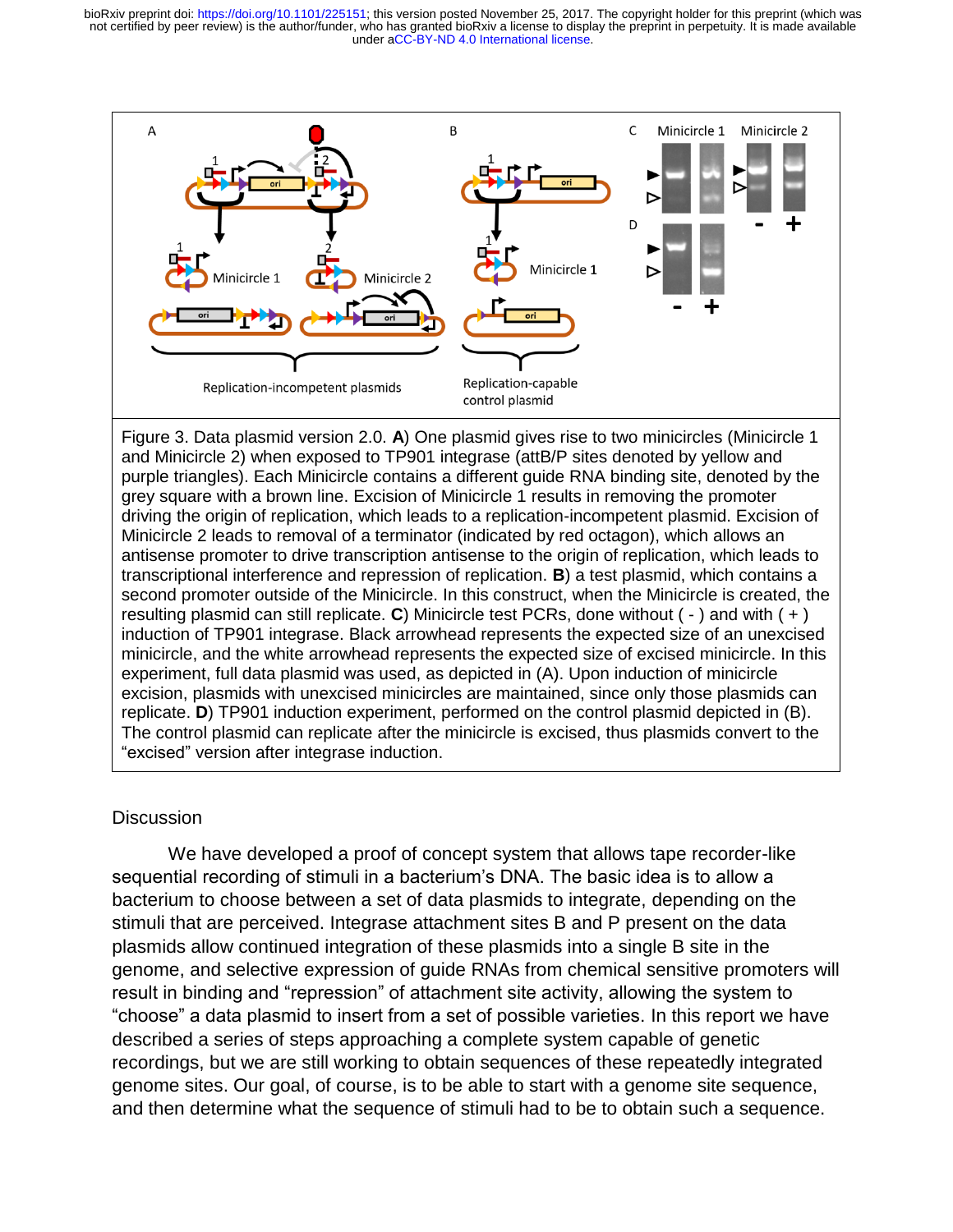Figure 3. Data plasmid version 2.0. **A**) One plasmid gives rise to two minicircles (Minicircle 1 and Minicircle 2) when exposed to TP901 integrase (attB/P sites denoted by yellow and purple triangles). Each Minicircle contains a different guide RNA binding site, denoted by the grey square with a brown line. Excision of Minicircle 1 results in removing the promoter driving the origin of replication, which leads to a replication-incompetent plasmid. Excision of Minicircle 2 leads to removal of a terminator (indicated by red octagon), which allows an antisense promoter to drive transcription antisense to the origin of replication, which leads to transcriptional interference and repression of replication. **B**) a test plasmid, which contains a second promoter outside of the Minicircle. In this construct, when the Minicircle is created, the resulting plasmid can still replicate. **C**) Minicircle test PCRs, done without ( - ) and with ( + ) induction of TP901 integrase. Black arrowhead represents the expected size of an unexcised minicircle, and the white arrowhead represents the expected size of excised minicircle. In this experiment, full data plasmid was used, as depicted in (A). Upon induction of minicircle excision, plasmids with unexcised minicircles are maintained, since only those plasmids can replicate. **D**) TP901 induction experiment, performed on the control plasmid depicted in (B). The control plasmid can replicate after the minicircle is excised, thus plasmids convert to the "excised" version after integrase induction.

## Discussion

We have developed a proof of concept system that allows tape recorder-like sequential recording of stimuli in a bacterium's DNA. The basic idea is to allow a bacterium to choose between a set of data plasmids to integrate, depending on the stimuli that are perceived. Integrase attachment sites B and P present on the data plasmids allow continued integration of these plasmids into a single B site in the genome, and selective expression of guide RNAs from chemical sensitive promoters will result in binding and "repression" of attachment site activity, allowing the system to "choose" a data plasmid to insert from a set of possible varieties. In this report we have described a series of steps approaching a complete system capable of genetic recordings, but we are still working to obtain sequences of these repeatedly integrated genome sites. Our goal, of course, is to be able to start with a genome site sequence, and then determine what the sequence of stimuli had to be to obtain such a sequence.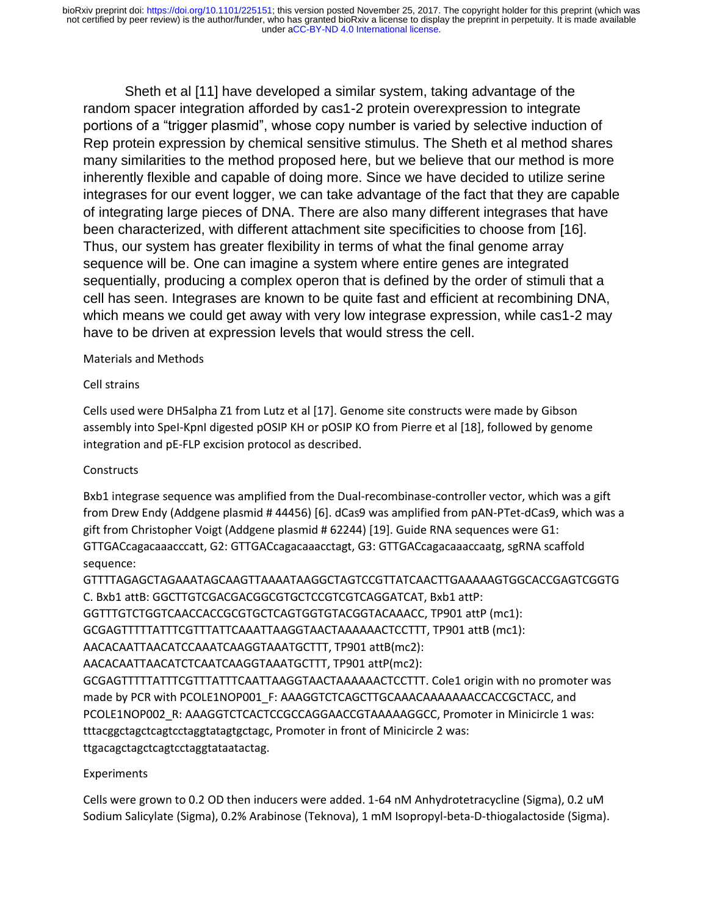Sheth et al [11] have developed a similar system, taking advantage of the random spacer integration afforded by cas1-2 protein overexpression to integrate portions of a "trigger plasmid", whose copy number is varied by selective induction of Rep protein expression by chemical sensitive stimulus. The Sheth et al method shares many similarities to the method proposed here, but we believe that our method is more inherently flexible and capable of doing more. Since we have decided to utilize serine integrases for our event logger, we can take advantage of the fact that they are capable of integrating large pieces of DNA. There are also many different integrases that have been characterized, with different attachment site specificities to choose from [16]. Thus, our system has greater flexibility in terms of what the final genome array sequence will be. One can imagine a system where entire genes are integrated sequentially, producing a complex operon that is defined by the order of stimuli that a cell has seen. Integrases are known to be quite fast and efficient at recombining DNA, which means we could get away with very low integrase expression, while cas1-2 may have to be driven at expression levels that would stress the cell.

## Materials and Methods

### Cell strains

Cells used were DH5alpha Z1 from Lutz et al [17]. Genome site constructs were made by Gibson assembly into SpeI-KpnI digested pOSIP KH or pOSIP KO from Pierre et al [18], followed by genome integration and pE-FLP excision protocol as described.

### Constructs

Bxb1 integrase sequence was amplified from the Dual-recombinase-controller vector, which was a gift from Drew Endy (Addgene plasmid # 44456) [6]. dCas9 was amplified from pAN-PTet-dCas9, which was a gift from Christopher Voigt (Addgene plasmid # 62244) [19]. Guide RNA sequences were G1: GTTGACcagacaaacccatt, G2: GTTGACcagacaaacctagt, G3: GTTGACcagacaaaccaatg, sgRNA scaffold sequence: GTTTTAGAGCTAGAAATAGCAAGTTAAAATAAGGCTAGTCCGTTATCAACTTGAAAAAGTGGCACCGAGTCGGTGC. Bxb1 attB: GGCTTGTCGACGACGGCGTGCTCCGTCGTCAGGATCAT, Bxb1 attP: GGTTTGTCTGGTCAACCACCGCGTGCTCAGTGGTGTACGGTACAAACC, TP901 attP (mc1): GCGAGTTTTTATTTCGTTTATTCAAATTAAGGTAACTAAAAAACTCCTTT, TP901 attB (mc1): AACACAATTAACATCCAAATCAAGGTAAATGCTTT, TP901 attB(mc2): AACACAATTAACATCTCAATCAAGGTAAATGCTTT, TP901 attP(mc2): GCGAGTTTTTATTTCGTTTATTTCAATTAAGGTAACTAAAAAACTCCTTT. Cole1 origin with no promoter was made by PCR with PCOLE1NOP001_F: AAAGGTCTCAGCTTGCAAACAAAAAAACCACCGCTACC, and PCOLE1NOP002_R: AAAGGTCTCACTCCGCCAGGAACCGTAAAAAGGCC, Promoter in Minicircle 1 was: tttacggctagctcagtcctaggtatagtgctagc, Promoter in front of Minicircle 2 was: ttgacagctagctcagtcctaggtataatactag.

### Experiments

Cells were grown to 0.2 OD then inducers were added. 1-64 nM Anhydrotetracycline (Sigma), 0.2 uM Sodium Salicylate (Sigma), 0.2% Arabinose (Teknova), 1 mM Isopropyl-beta-D-thiogalactoside (Sigma).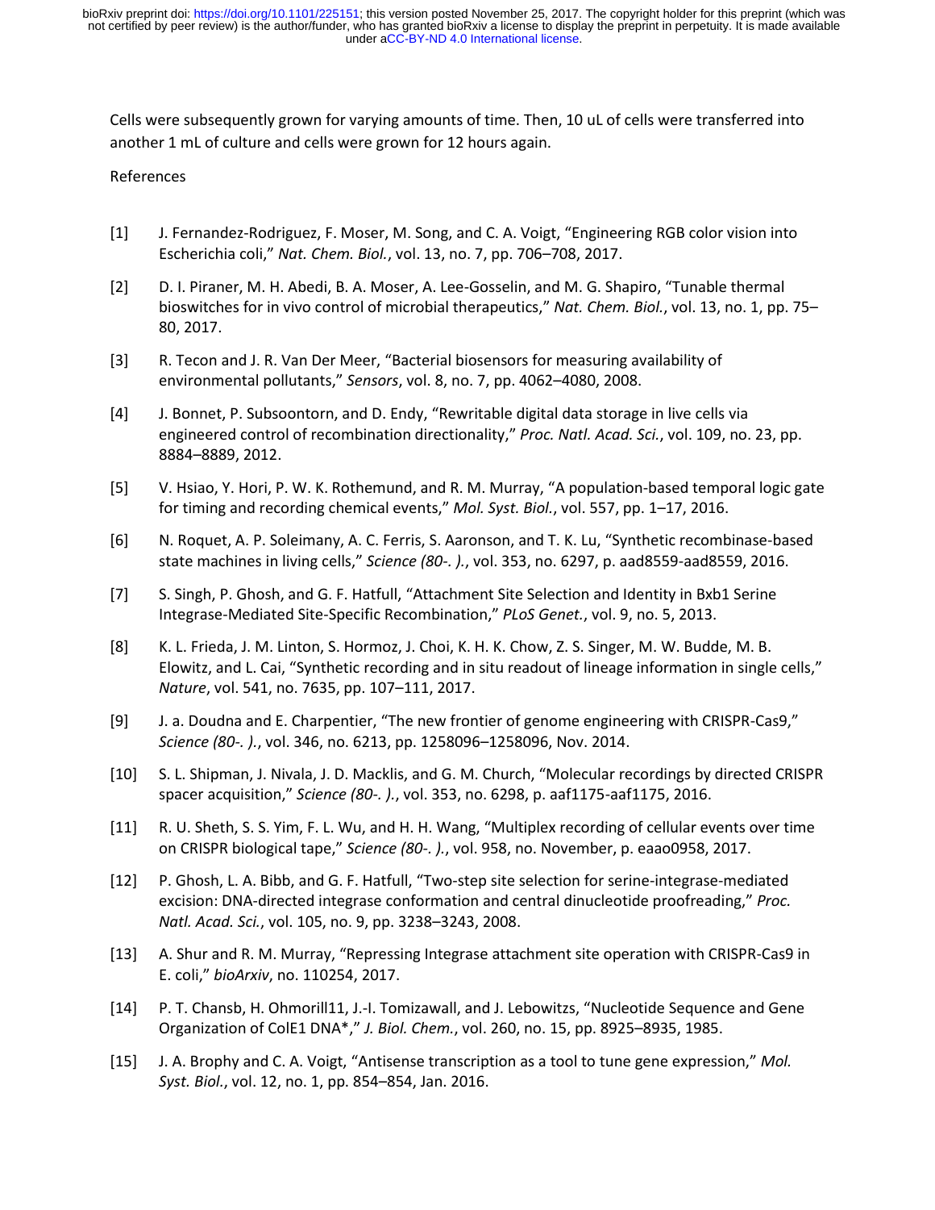Cells were subsequently grown for varying amounts of time. Then, 10 uL of cells were transferred into another 1 mL of culture and cells were grown for 12 hours again.

## References

[1] J. Fernandez-Rodriguez, F. Moser, M. Song, and C. A. Voigt, "Engineering RGB color vision into Escherichia coli," *Nat. Chem. Biol.*, vol. 13, no. 7, pp. 706–708, 2017.

[2] D. I. Piraner, M. H. Abedi, B. A. Moser, A. Lee-Gosselin, and M. G. Shapiro, "Tunable thermal bioswitches for in vivo control of microbial therapeutics," *Nat. Chem. Biol.*, vol. 13, no. 1, pp. 75–80, 2017.

[3] R. Tecon and J. R. Van Der Meer, "Bacterial biosensors for measuring availability of environmental pollutants," *Sensors*, vol. 8, no. 7, pp. 4062–4080, 2008.

[4] J. Bonnet, P. Subsoontorn, and D. Endy, "Rewritable digital data storage in live cells via engineered control of recombination directionality," *Proc. Natl. Acad. Sci.*, vol. 109, no. 23, pp. 8884–8889, 2012.

[5] V. Hsiao, Y. Hori, P. W. K. Rothemund, and R. M. Murray, "A population-based temporal logic gate for timing and recording chemical events," *Mol. Syst. Biol.*, vol. 557, pp. 1–17, 2016.

[6] N. Roquet, A. P. Soleimany, A. C. Ferris, S. Aaronson, and T. K. Lu, "Synthetic recombinase-based state machines in living cells," *Science (80-. ).*, vol. 353, no. 6297, p. aad8559-aad8559, 2016.

[7] S. Singh, P. Ghosh, and G. F. Hatfull, "Attachment Site Selection and Identity in Bxb1 Serine Integrase-Mediated Site-Specific Recombination," *PLoS Genet.*, vol. 9, no. 5, 2013.

[8] K. L. Frieda, J. M. Linton, S. Hormoz, J. Choi, K. H. K. Chow, Z. S. Singer, M. W. Budde, M. B. Elowitz, and L. Cai, "Synthetic recording and in situ readout of lineage information in single cells," *Nature*, vol. 541, no. 7635, pp. 107–111, 2017.

[9] J. a. Doudna and E. Charpentier, "The new frontier of genome engineering with CRISPR-Cas9," *Science (80-. ).*, vol. 346, no. 6213, pp. 1258096–1258096, Nov. 2014.

[10] S. L. Shipman, J. Nivala, J. D. Macklis, and G. M. Church, "Molecular recordings by directed CRISPR spacer acquisition," *Science (80-. ).*, vol. 353, no. 6298, p. aaf1175-aaf1175, 2016.

[11] R. U. Sheth, S. S. Yim, F. L. Wu, and H. H. Wang, "Multiplex recording of cellular events over time on CRISPR biological tape," *Science (80-. ).*, vol. 958, no. November, p. eaao0958, 2017.

[12] P. Ghosh, L. A. Bibb, and G. F. Hatfull, "Two-step site selection for serine-integrase-mediated excision: DNA-directed integrase conformation and central dinucleotide proofreading," *Proc. Natl. Acad. Sci.*, vol. 105, no. 9, pp. 3238–3243, 2008.

[13] A. Shur and R. M. Murray, "Repressing Integrase attachment site operation with CRISPR-Cas9 in E. coli," *bioArxiv*, no. 110254, 2017.

[14] P. T. Chansb, H. Ohmorill11, J.-I. Tomizawall, and J. Lebowitzs, "Nucleotide Sequence and Gene Organization of ColE1 DNA*," *J. Biol. Chem.*, vol. 260, no. 15, pp. 8925–8935, 1985.

[15] J. A. Brophy and C. A. Voigt, "Antisense transcription as a tool to tune gene expression," *Mol. Syst. Biol.*, vol. 12, no. 1, pp. 854–854, Jan. 2016.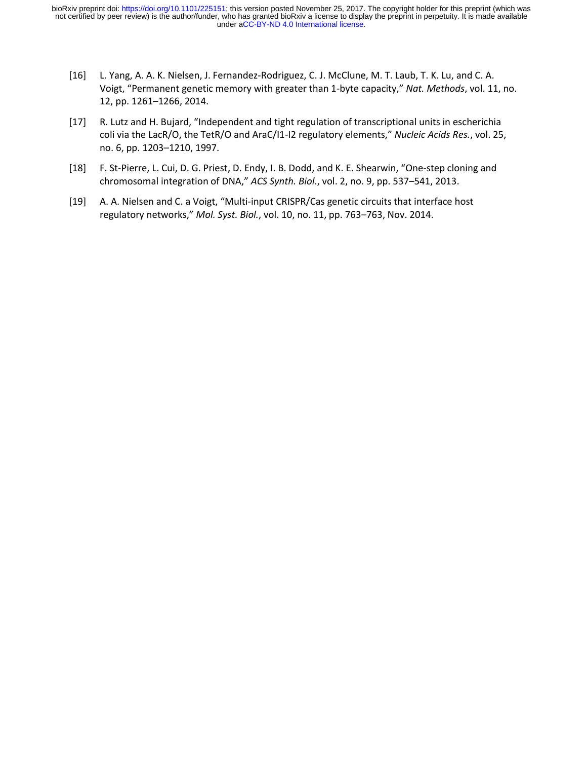[16] L. Yang, A. A. K. Nielsen, J. Fernandez-Rodriguez, C. J. McClune, M. T. Laub, T. K. Lu, and C. A. Voigt, "Permanent genetic memory with greater than 1-byte capacity," *Nat. Methods*, vol. 11, no. 12, pp. 1261–1266, 2014.

[17] R. Lutz and H. Bujard, "Independent and tight regulation of transcriptional units in escherichia coli via the LacR/O, the TetR/O and AraC/I1-I2 regulatory elements," *Nucleic Acids Res.*, vol. 25, no. 6, pp. 1203–1210, 1997.

[18] F. St-Pierre, L. Cui, D. G. Priest, D. Endy, I. B. Dodd, and K. E. Shearwin, "One-step cloning and chromosomal integration of DNA," *ACS Synth. Biol.*, vol. 2, no. 9, pp. 537–541, 2013.

[19] A. A. Nielsen and C. a Voigt, "Multi-input CRISPR/Cas genetic circuits that interface host regulatory networks," *Mol. Syst. Biol.*, vol. 10, no. 11, pp. 763–763, Nov. 2014.